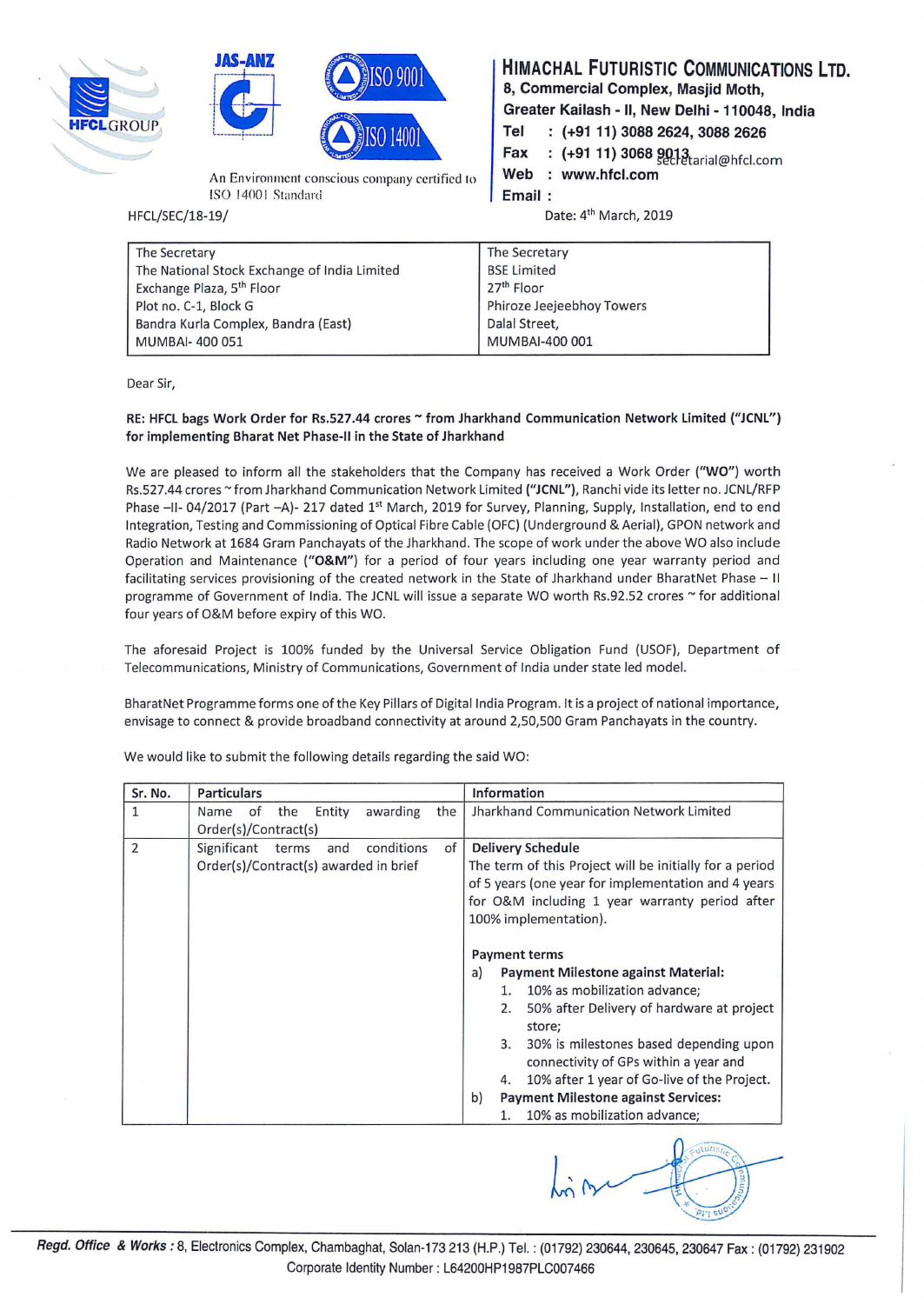**HIMACHAL FUTURISTIC COMMUNICATIONS LTD.**
8, Commercial Complex, Masjid Moth,
Greater Kailash - II, New Delhi - 110048, India
Tel : (+91 11) 3088 2624, 3088 2626
Fax : (+91 11) 3068 9013
Web : www.hfcl.com
Email : secretarial@hfcl.com

An Environment conscious company certified to ISO 14001 Standard

HFCL/SEC/18-19/

Date: 4th March, 2019

| The Secretary | The Secretary |
|---|---|
| The National Stock Exchange of India Limited | BSE Limited |
| Exchange Plaza, 5th Floor | 27th Floor |
| Plot no. C-1, Block G | Phiroze Jeejeebhoy Towers |
| Bandra Kurla Complex, Bandra (East) | Dalal Street, |
| MUMBAI- 400 051 | MUMBAI-400 001 |

Dear Sir,

**RE: HFCL bags Work Order for Rs.527.44 crores ~ from Jharkhand Communication Network Limited ("JCNL") for implementing Bharat Net Phase-II in the State of Jharkhand**

We are pleased to inform all the stakeholders that the Company has received a Work Order (**"WO"**) worth Rs.527.44 crores ~ from Jharkhand Communication Network Limited (**"JCNL"**), Ranchi vide its letter no. JCNL/RFP Phase –II- 04/2017 (Part –A)- 217 dated 1st March, 2019 for Survey, Planning, Supply, Installation, end to end Integration, Testing and Commissioning of Optical Fibre Cable (OFC) (Underground & Aerial), GPON network and Radio Network at 1684 Gram Panchayats of the Jharkhand. The scope of work under the above WO also include Operation and Maintenance (**"O&M"**) for a period of four years including one year warranty period and facilitating services provisioning of the created network in the State of Jharkhand under BharatNet Phase – II programme of Government of India. The JCNL will issue a separate WO worth Rs.92.52 crores ~ for additional four years of O&M before expiry of this WO.

The aforesaid Project is 100% funded by the Universal Service Obligation Fund (USOF), Department of Telecommunications, Ministry of Communications, Government of India under state led model.

BharatNet Programme forms one of the Key Pillars of Digital India Program. It is a project of national importance, envisage to connect & provide broadband connectivity at around 2,50,500 Gram Panchayats in the country.

We would like to submit the following details regarding the said WO:

| Sr. No. | Particulars | Information |
|---|---|---|
| 1 | Name of the Entity awarding the Order(s)/Contract(s) | Jharkhand Communication Network Limited |
| 2 | Significant terms and conditions of Order(s)/Contract(s) awarded in brief | **Delivery Schedule**<br>The term of this Project will be initially for a period of 5 years (one year for implementation and 4 years for O&M including 1 year warranty period after 100% implementation).<br><br>**Payment terms**<br>a) **Payment Milestone against Material:**<br>1. 10% as mobilization advance;<br>2. 50% after Delivery of hardware at project store;<br>3. 30% is milestones based depending upon connectivity of GPs within a year and<br>4. 10% after 1 year of Go-live of the Project.<br>b) **Payment Milestone against Services:**<br>1. 10% as mobilization advance; |

Regd. Office & Works : 8, Electronics Complex, Chambaghat, Solan-173 213 (H.P.) Tel. : (01792) 230644, 230645, 230647 Fax : (01792) 231902
Corporate Identity Number : L64200HP1987PLC007466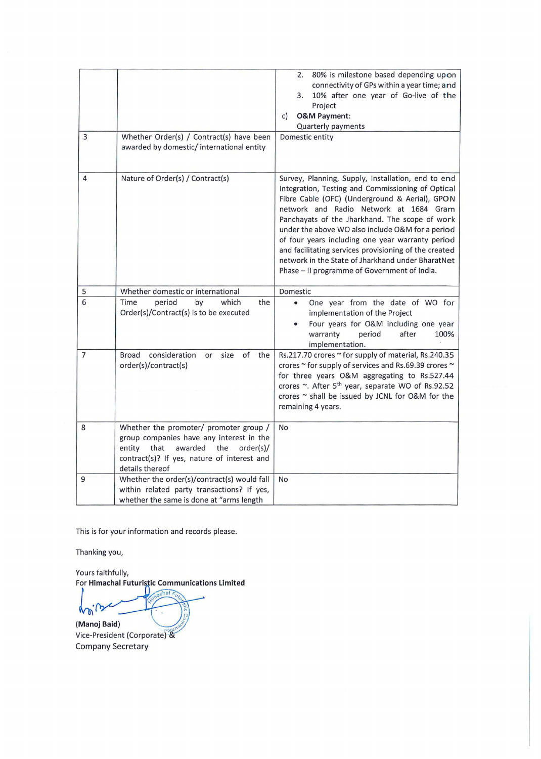| | | |
|---|---|---|
| | | 2. 80% is milestone based depending upon connectivity of GPs within a year time; and<br>3. 10% after one year of Go-live of the Project<br>c) **O&M Payment:**<br>Quarterly payments |
| 3 | Whether Order(s) / Contract(s) have been awarded by domestic/ international entity | Domestic entity |
| 4 | Nature of Order(s) / Contract(s) | Survey, Planning, Supply, Installation, end to end Integration, Testing and Commissioning of Optical Fibre Cable (OFC) (Underground & Aerial), GPON network and Radio Network at 1684 Gram Panchayats of the Jharkhand. The scope of work under the above WO also include O&M for a period of four years including one year warranty period and facilitating services provisioning of the created network in the State of Jharkhand under BharatNet Phase – II programme of Government of India. |
| 5 | Whether domestic or international | Domestic |
| 6 | Time period by which the Order(s)/Contract(s) is to be executed | • One year from the date of WO for implementation of the Project<br>• Four years for O&M including one year warranty period after 100% implementation. |
| 7 | Broad consideration or size of the order(s)/contract(s) | Rs.217.70 crores ~ for supply of material, Rs.240.35 crores ~ for supply of services and Rs.69.39 crores ~ for three years O&M aggregating to Rs.527.44 crores ~. After 5th year, separate WO of Rs.92.52 crores ~ shall be issued by JCNL for O&M for the remaining 4 years. |
| 8 | Whether the promoter/ promoter group / group companies have any interest in the entity that awarded the order(s)/ contract(s)? If yes, nature of interest and details thereof | No |
| 9 | Whether the order(s)/contract(s) would fall within related party transactions? If yes, whether the same is done at "arms length | No |

This is for your information and records please.

Thanking you,

Yours faithfully,
For **Himachal Futuristic Communications Limited**

(**Manoj Baid**)
Vice-President (Corporate) &
Company Secretary